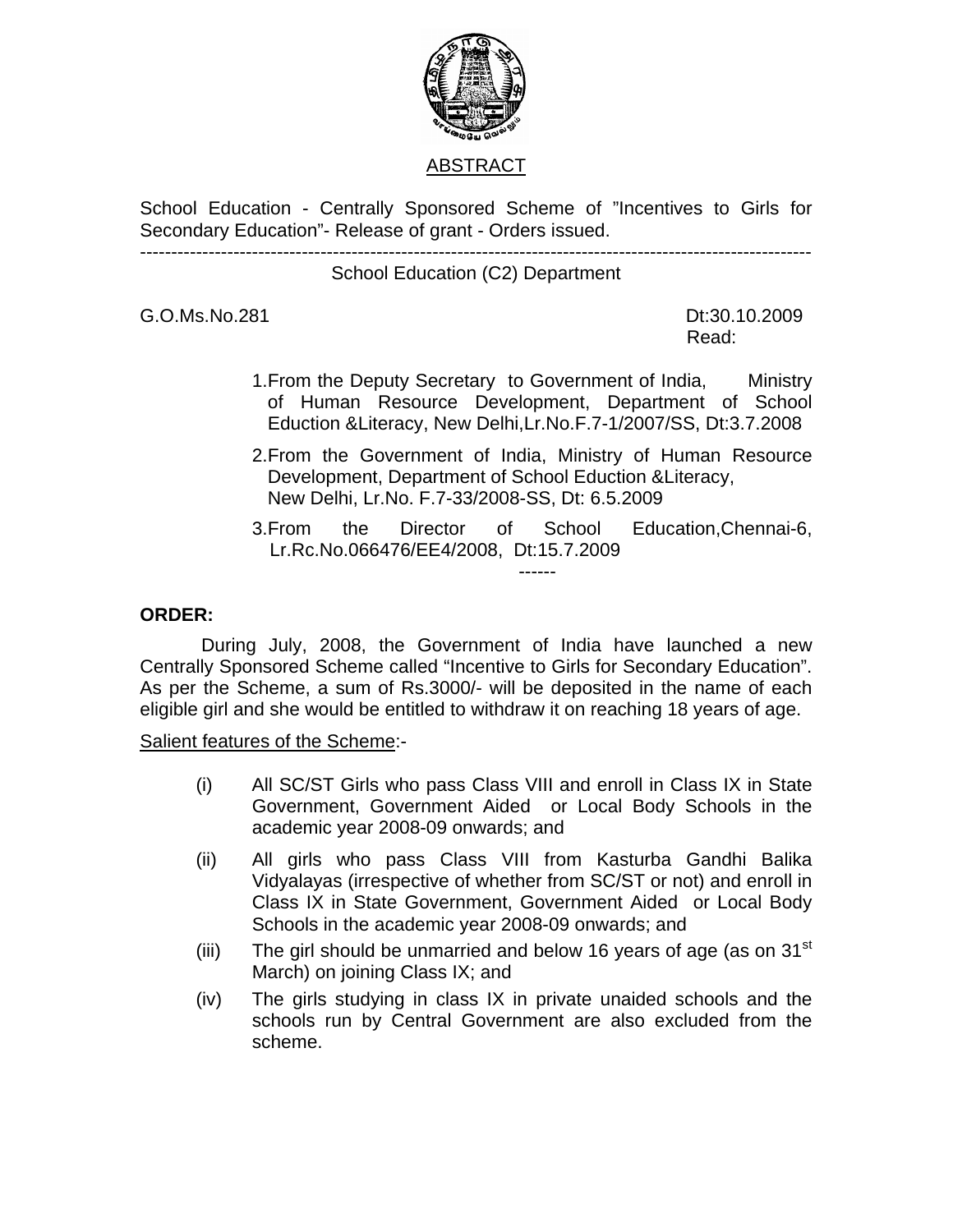# ABSTRACT

School Education - Centrally Sponsored Scheme of "Incentives to Girls for Secondary Education"- Release of grant - Orders issued.

---

School Education (C2) Department

G.O.Ms.No.281 Dt:30.10.2009

Read:

1. From the Deputy Secretary to Government of India, Ministry of Human Resource Development, Department of School Eduction &Literacy, New Delhi,Lr.No.F.7-1/2007/SS, Dt:3.7.2008
2. From the Government of India, Ministry of Human Resource Development, Department of School Eduction &Literacy, New Delhi, Lr.No. F.7-33/2008-SS, Dt: 6.5.2009
3. From the Director of School Education,Chennai-6, Lr.Rc.No.066476/EE4/2008, Dt:15.7.2009

------

**ORDER:**

During July, 2008, the Government of India have launched a new Centrally Sponsored Scheme called "Incentive to Girls for Secondary Education". As per the Scheme, a sum of Rs.3000/- will be deposited in the name of each eligible girl and she would be entitled to withdraw it on reaching 18 years of age.

Salient features of the Scheme:-

(i) All SC/ST Girls who pass Class VIII and enroll in Class IX in State Government, Government Aided or Local Body Schools in the academic year 2008-09 onwards; and

(ii) All girls who pass Class VIII from Kasturba Gandhi Balika Vidyalayas (irrespective of whether from SC/ST or not) and enroll in Class IX in State Government, Government Aided or Local Body Schools in the academic year 2008-09 onwards; and

(iii) The girl should be unmarried and below 16 years of age (as on 31st March) on joining Class IX; and

(iv) The girls studying in class IX in private unaided schools and the schools run by Central Government are also excluded from the scheme.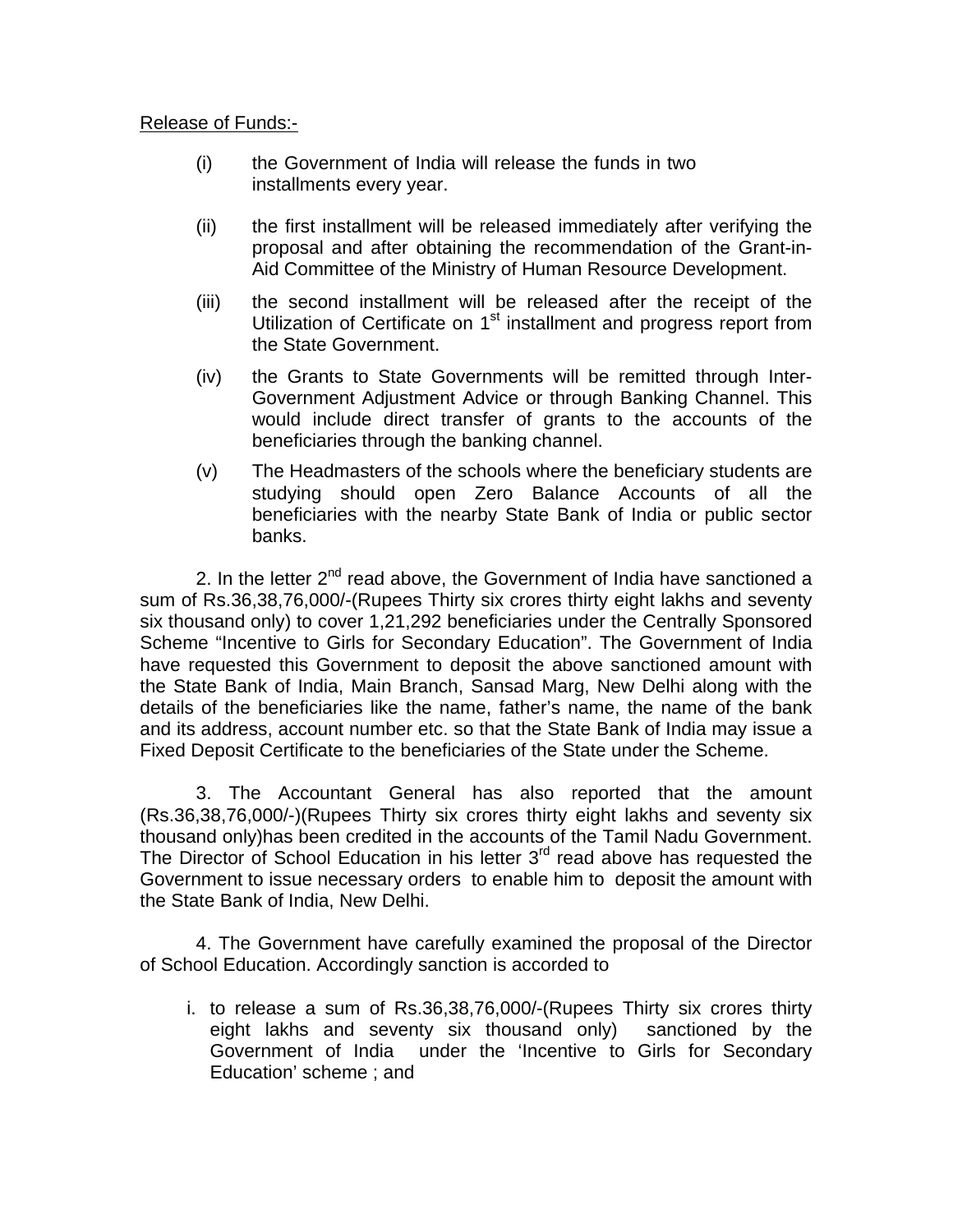Release of Funds:-

(i) the Government of India will release the funds in two installments every year.

(ii) the first installment will be released immediately after verifying the proposal and after obtaining the recommendation of the Grant-in-Aid Committee of the Ministry of Human Resource Development.

(iii) the second installment will be released after the receipt of the Utilization of Certificate on 1st installment and progress report from the State Government.

(iv) the Grants to State Governments will be remitted through Inter-Government Adjustment Advice or through Banking Channel. This would include direct transfer of grants to the accounts of the beneficiaries through the banking channel.

(v) The Headmasters of the schools where the beneficiary students are studying should open Zero Balance Accounts of all the beneficiaries with the nearby State Bank of India or public sector banks.

2. In the letter 2nd read above, the Government of India have sanctioned a sum of Rs.36,38,76,000/-(Rupees Thirty six crores thirty eight lakhs and seventy six thousand only) to cover 1,21,292 beneficiaries under the Centrally Sponsored Scheme "Incentive to Girls for Secondary Education". The Government of India have requested this Government to deposit the above sanctioned amount with the State Bank of India, Main Branch, Sansad Marg, New Delhi along with the details of the beneficiaries like the name, father's name, the name of the bank and its address, account number etc. so that the State Bank of India may issue a Fixed Deposit Certificate to the beneficiaries of the State under the Scheme.

3. The Accountant General has also reported that the amount (Rs.36,38,76,000/-)(Rupees Thirty six crores thirty eight lakhs and seventy six thousand only)has been credited in the accounts of the Tamil Nadu Government. The Director of School Education in his letter 3rd read above has requested the Government to issue necessary orders to enable him to deposit the amount with the State Bank of India, New Delhi.

4. The Government have carefully examined the proposal of the Director of School Education. Accordingly sanction is accorded to

i. to release a sum of Rs.36,38,76,000/-(Rupees Thirty six crores thirty eight lakhs and seventy six thousand only) sanctioned by the Government of India under the 'Incentive to Girls for Secondary Education' scheme ; and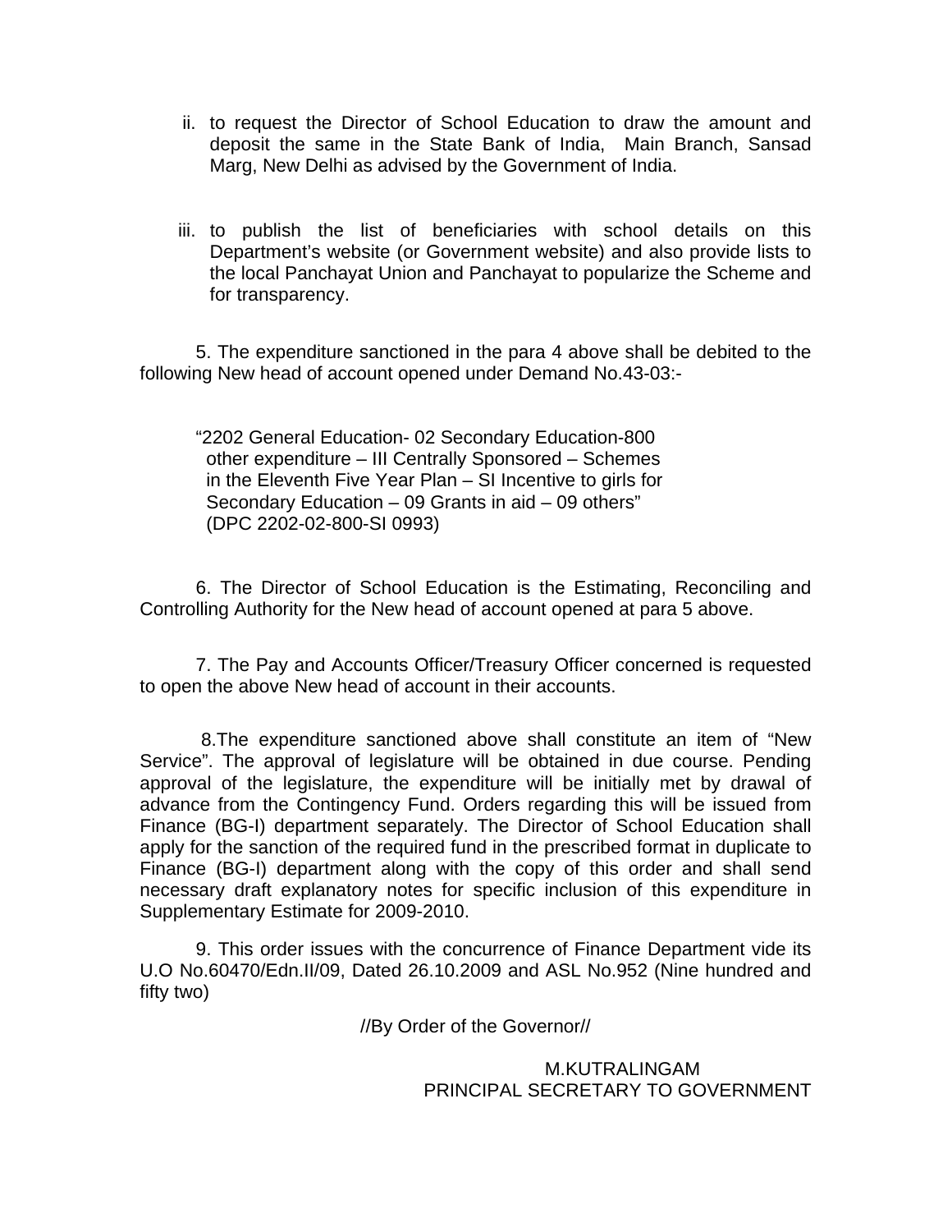ii. to request the Director of School Education to draw the amount and deposit the same in the State Bank of India, Main Branch, Sansad Marg, New Delhi as advised by the Government of India.

iii. to publish the list of beneficiaries with school details on this Department's website (or Government website) and also provide lists to the local Panchayat Union and Panchayat to popularize the Scheme and for transparency.

5. The expenditure sanctioned in the para 4 above shall be debited to the following New head of account opened under Demand No.43-03:-

> "2202 General Education- 02 Secondary Education-800 other expenditure – III Centrally Sponsored – Schemes in the Eleventh Five Year Plan – SI Incentive to girls for Secondary Education – 09 Grants in aid – 09 others"
> (DPC 2202-02-800-SI 0993)

6. The Director of School Education is the Estimating, Reconciling and Controlling Authority for the New head of account opened at para 5 above.

7. The Pay and Accounts Officer/Treasury Officer concerned is requested to open the above New head of account in their accounts.

8.The expenditure sanctioned above shall constitute an item of "New Service". The approval of legislature will be obtained in due course. Pending approval of the legislature, the expenditure will be initially met by drawal of advance from the Contingency Fund. Orders regarding this will be issued from Finance (BG-I) department separately. The Director of School Education shall apply for the sanction of the required fund in the prescribed format in duplicate to Finance (BG-I) department along with the copy of this order and shall send necessary draft explanatory notes for specific inclusion of this expenditure in Supplementary Estimate for 2009-2010.

9. This order issues with the concurrence of Finance Department vide its U.O No.60470/Edn.II/09, Dated 26.10.2009 and ASL No.952 (Nine hundred and fifty two)

//By Order of the Governor//

M.KUTRALINGAM
PRINCIPAL SECRETARY TO GOVERNMENT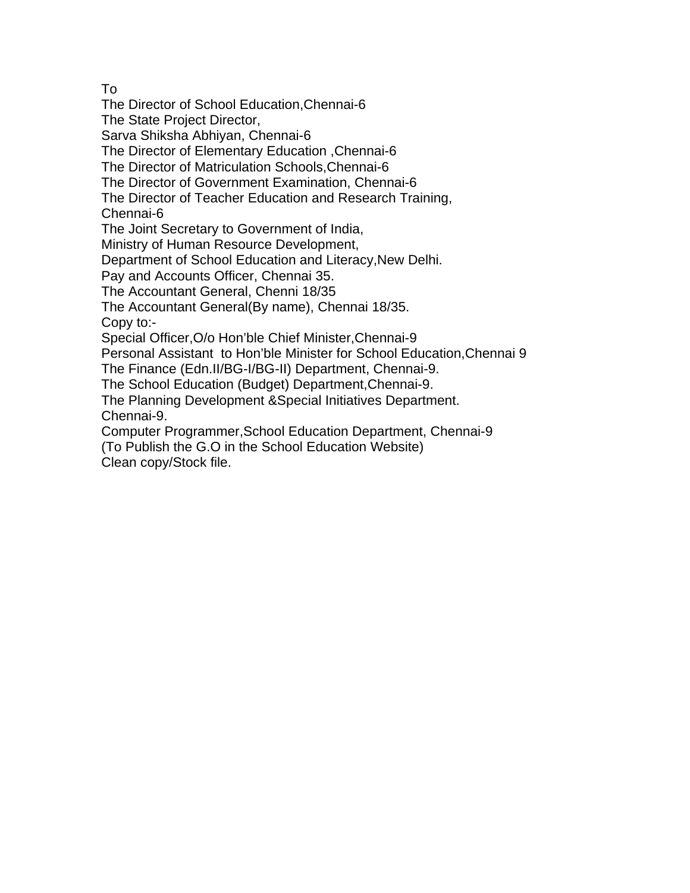To
The Director of School Education,Chennai-6
The State Project Director,
Sarva Shiksha Abhiyan, Chennai-6
The Director of Elementary Education ,Chennai-6
The Director of Matriculation Schools,Chennai-6
The Director of Government Examination, Chennai-6
The Director of Teacher Education and Research Training,
Chennai-6
The Joint Secretary to Government of India,
Ministry of Human Resource Development,
Department of School Education and Literacy,New Delhi.
Pay and Accounts Officer, Chennai 35.
The Accountant General, Chenni 18/35
The Accountant General(By name), Chennai 18/35.
Copy to:-
Special Officer,O/o Hon'ble Chief Minister,Chennai-9
Personal Assistant to Hon'ble Minister for School Education,Chennai 9
The Finance (Edn.II/BG-I/BG-II) Department, Chennai-9.
The School Education (Budget) Department,Chennai-9.
The Planning Development &Special Initiatives Department.
Chennai-9.
Computer Programmer,School Education Department, Chennai-9
(To Publish the G.O in the School Education Website)
Clean copy/Stock file.